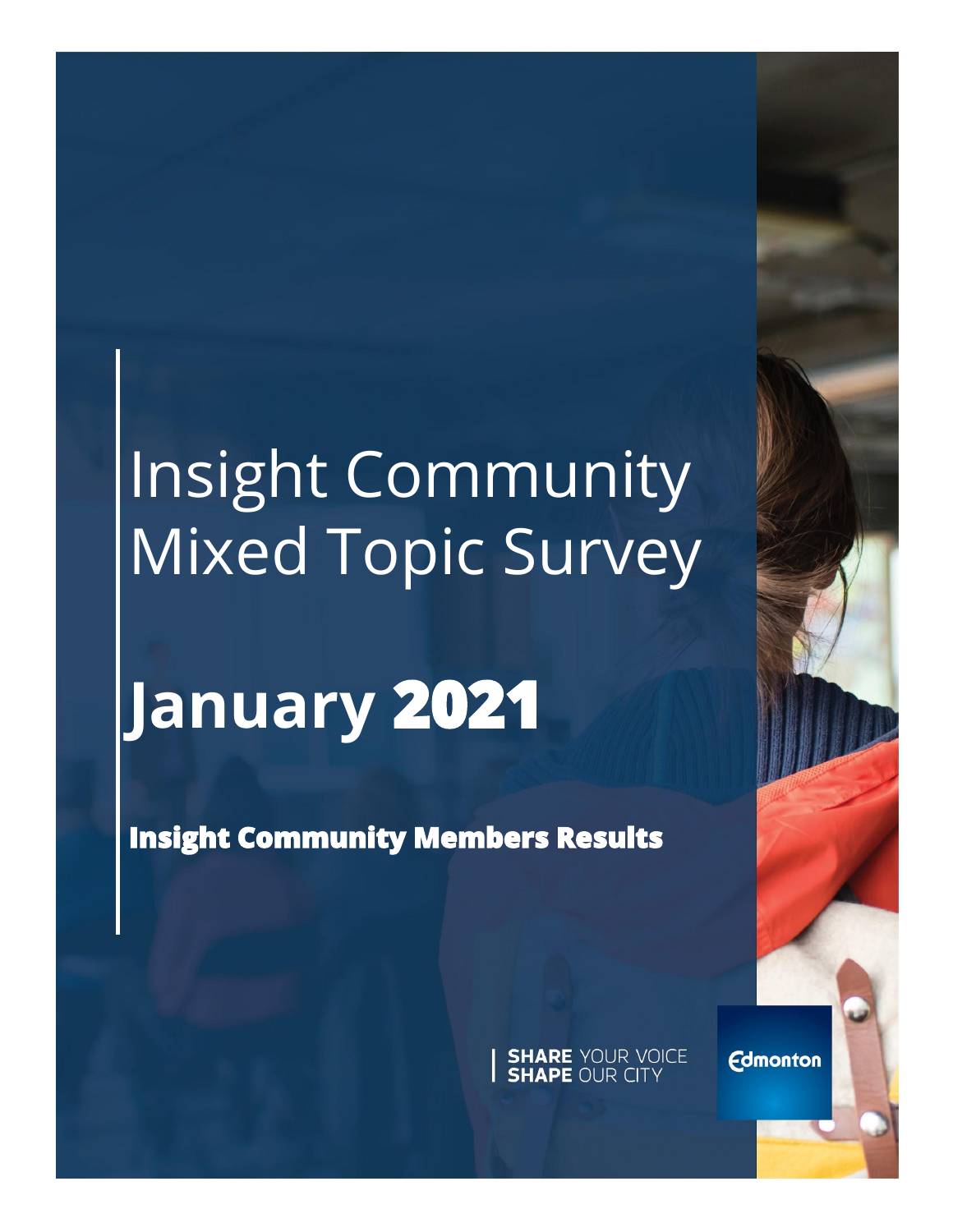# Insight Community Mixed Topic Survey

# January 2021

**Insight Community Members Results**

**SHARE** YOUR VOICE
**SHAPE** OUR CITY

Edmonton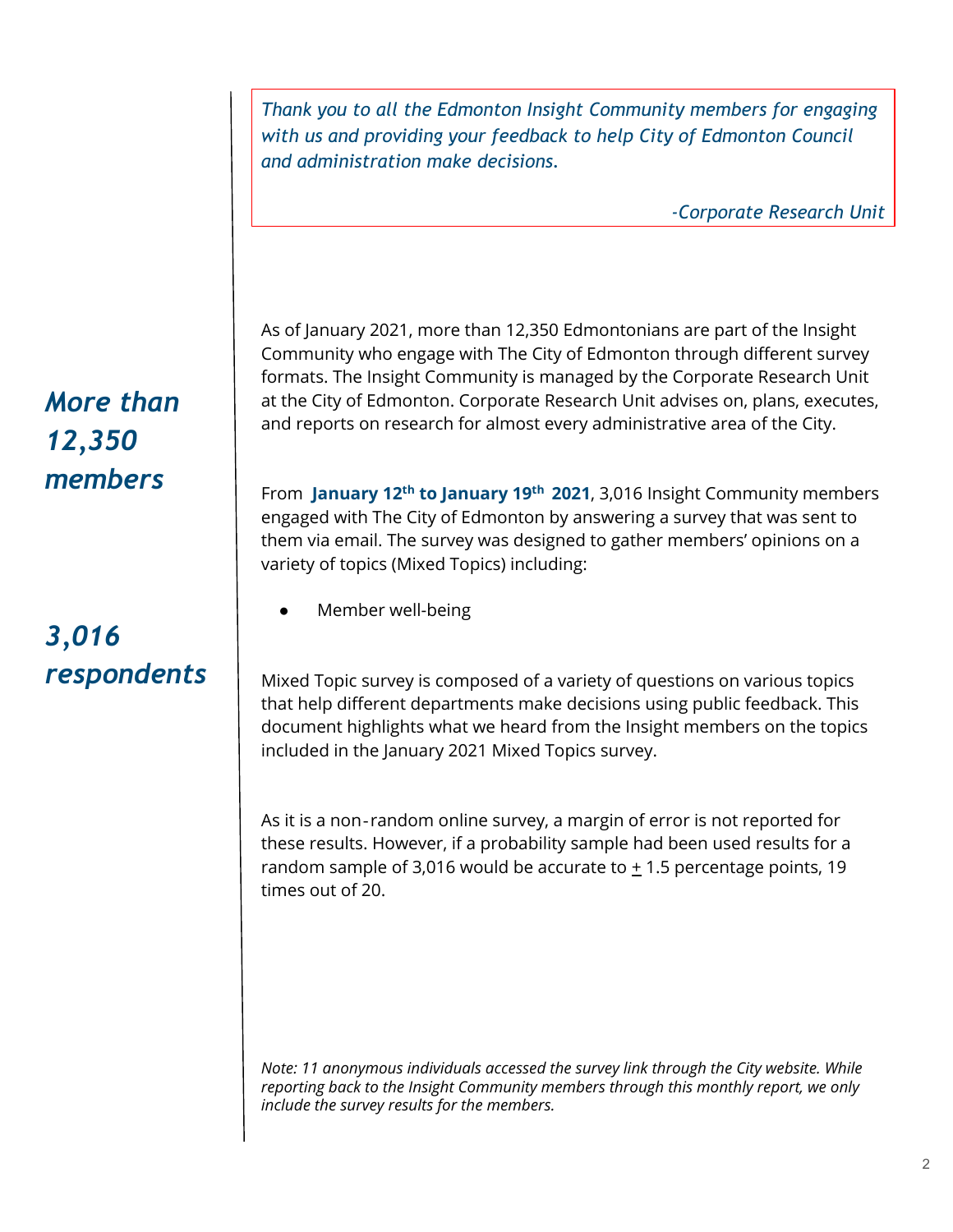*Thank you to all the Edmonton Insight Community members for engaging with us and providing your feedback to help City of Edmonton Council and administration make decisions.*

*-Corporate Research Unit*

***More than 12,350 members***

As of January 2021, more than 12,350 Edmontonians are part of the Insight Community who engage with The City of Edmonton through different survey formats. The Insight Community is managed by the Corporate Research Unit at the City of Edmonton. Corporate Research Unit advises on, plans, executes, and reports on research for almost every administrative area of the City.

***3,016 respondents***

From **January 12th to January 19th 2021**, 3,016 Insight Community members engaged with The City of Edmonton by answering a survey that was sent to them via email. The survey was designed to gather members' opinions on a variety of topics (Mixed Topics) including:

- Member well-being

Mixed Topic survey is composed of a variety of questions on various topics that help different departments make decisions using public feedback. This document highlights what we heard from the Insight members on the topics included in the January 2021 Mixed Topics survey.

As it is a non-random online survey, a margin of error is not reported for these results. However, if a probability sample had been used results for a random sample of 3,016 would be accurate to ± 1.5 percentage points, 19 times out of 20.

*Note: 11 anonymous individuals accessed the survey link through the City website. While reporting back to the Insight Community members through this monthly report, we only include the survey results for the members.*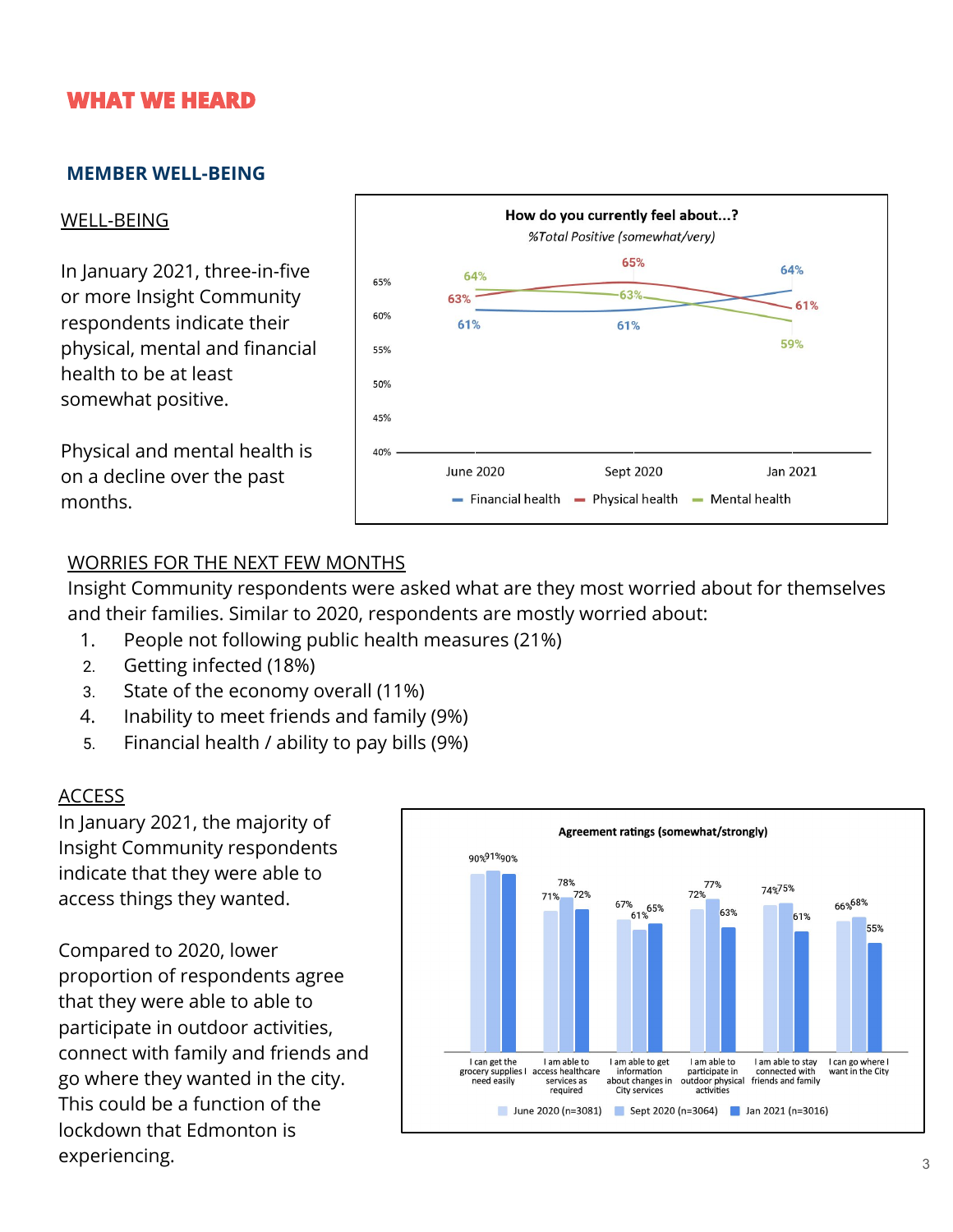# WHAT WE HEARD

## MEMBER WELL-BEING

### WELL-BEING

In January 2021, three-in-five or more Insight Community respondents indicate their physical, mental and financial health to be at least somewhat positive.

Physical and mental health is on a decline over the past months.

**How do you currently feel about...?**
*%Total Positive (somewhat/very)*

| | June 2020 | Sept 2020 | Jan 2021 |
|---|---|---|---|
| Financial health | 61% | 61% | 64% |
| Physical health | 63% | 65% | 61% |
| Mental health | 64% | 63% | 59% |

### WORRIES FOR THE NEXT FEW MONTHS

Insight Community respondents were asked what are they most worried about for themselves and their families. Similar to 2020, respondents are mostly worried about:

1. People not following public health measures (21%)
2. Getting infected (18%)
3. State of the economy overall (11%)
4. Inability to meet friends and family (9%)
5. Financial health / ability to pay bills (9%)

### ACCESS

In January 2021, the majority of Insight Community respondents indicate that they were able to access things they wanted.

Compared to 2020, lower proportion of respondents agree that they were able to able to participate in outdoor activities, connect with family and friends and go where they wanted in the city. This could be a function of the lockdown that Edmonton is experiencing.

**Agreement ratings (somewhat/strongly)**

| | June 2020 (n=3081) | Sept 2020 (n=3064) | Jan 2021 (n=3016) |
|---|---|---|---|
| I can get the grocery supplies I need easily | 90% | 91% | 90% |
| I am able to access healthcare services as required | 71% | 78% | 72% |
| I am able to get information about changes in City services | 67% | 61% | 65% |
| I am able to participate in outdoor physical activities | 72% | 77% | 63% |
| I am able to stay connected with friends and family | 74% | 75% | 61% |
| I can go where I want in the City | 66% | 68% | 55% |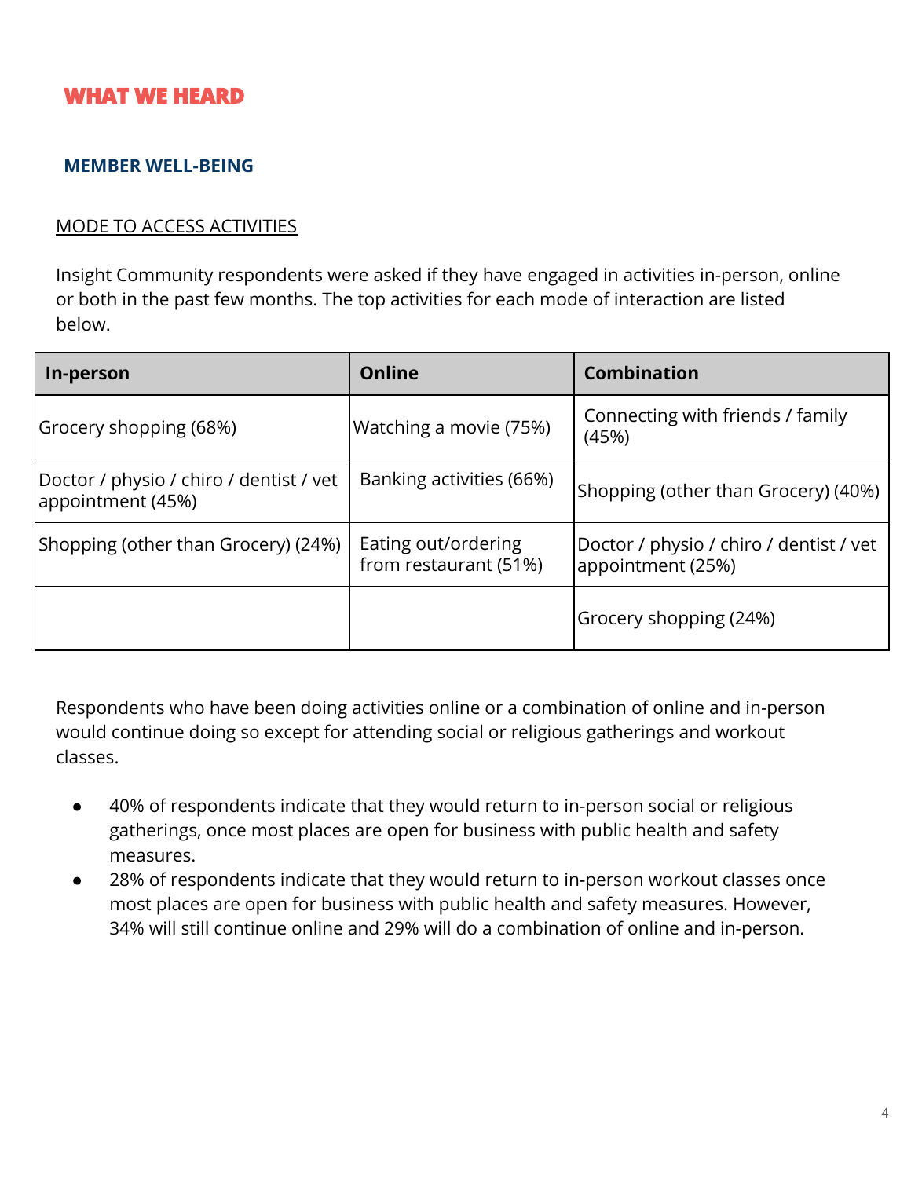# WHAT WE HEARD

## MEMBER WELL-BEING

### MODE TO ACCESS ACTIVITIES

Insight Community respondents were asked if they have engaged in activities in-person, online or both in the past few months. The top activities for each mode of interaction are listed below.

| In-person | Online | Combination |
|---|---|---|
| Grocery shopping (68%) | Watching a movie (75%) | Connecting with friends / family (45%) |
| Doctor / physio / chiro / dentist / vet appointment (45%) | Banking activities (66%) | Shopping (other than Grocery) (40%) |
| Shopping (other than Grocery) (24%) | Eating out/ordering from restaurant (51%) | Doctor / physio / chiro / dentist / vet appointment (25%) |
| | | Grocery shopping (24%) |

Respondents who have been doing activities online or a combination of online and in-person would continue doing so except for attending social or religious gatherings and workout classes.

- 40% of respondents indicate that they would return to in-person social or religious gatherings, once most places are open for business with public health and safety measures.
- 28% of respondents indicate that they would return to in-person workout classes once most places are open for business with public health and safety measures. However, 34% will still continue online and 29% will do a combination of online and in-person.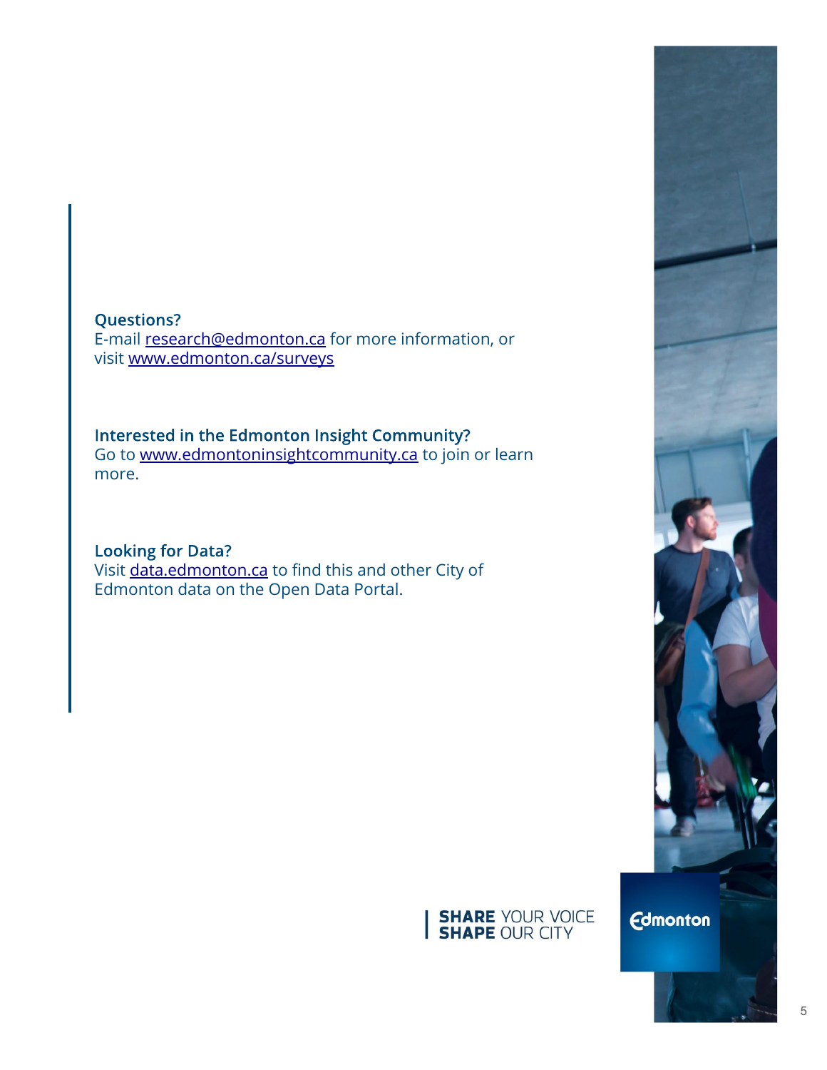**Questions?**
E-mail research@edmonton.ca for more information, or visit www.edmonton.ca/surveys

**Interested in the Edmonton Insight Community?**
Go to www.edmontoninsightcommunity.ca to join or learn more.

**Looking for Data?**
Visit data.edmonton.ca to find this and other City of Edmonton data on the Open Data Portal.

**SHARE** YOUR VOICE
**SHAPE** OUR CITY

Edmonton